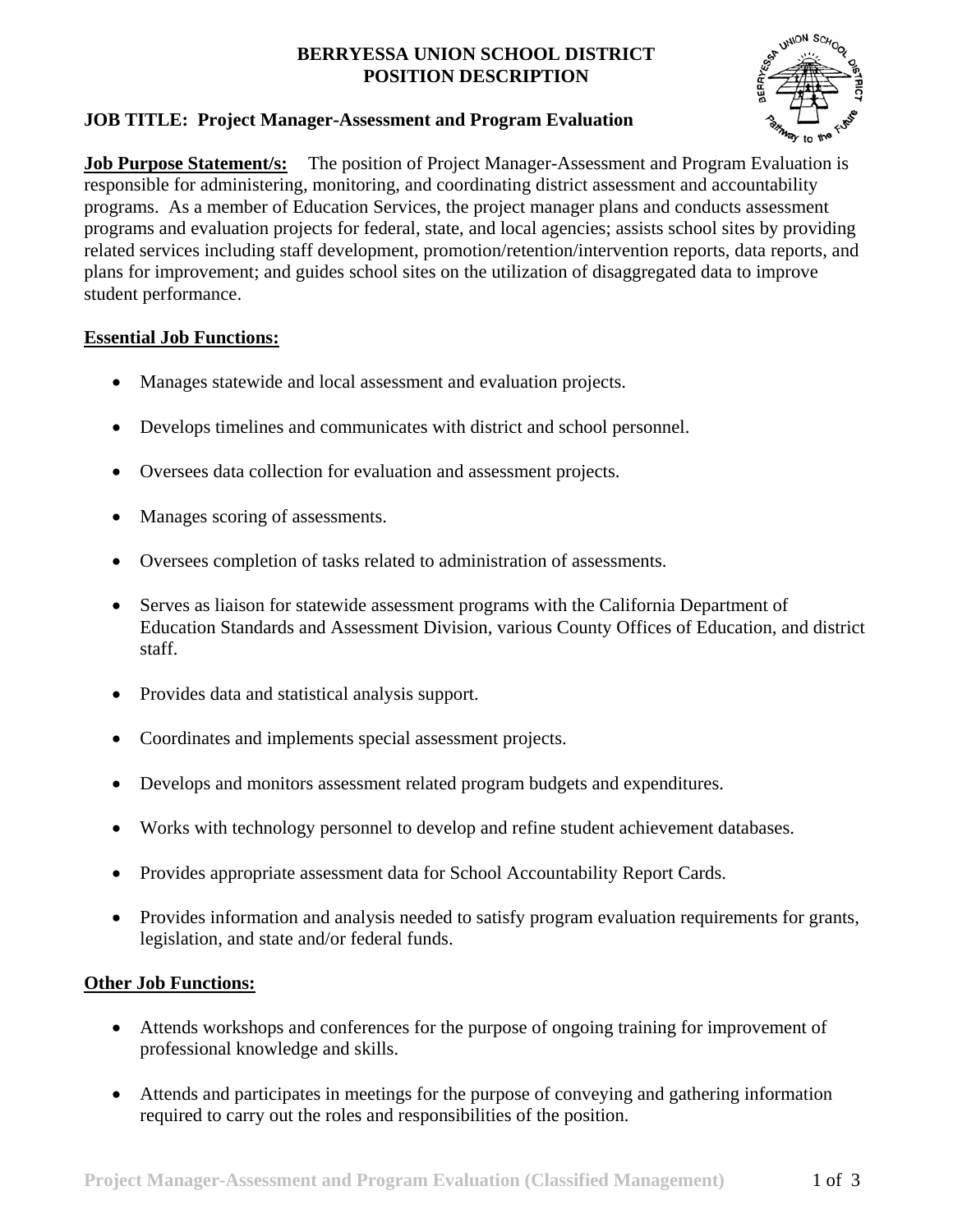# BERRYESSA UNION SCHOOL DISTRICT
# POSITION DESCRIPTION

**JOB TITLE: Project Manager-Assessment and Program Evaluation**

**Job Purpose Statement/s:** The position of Project Manager-Assessment and Program Evaluation is responsible for administering, monitoring, and coordinating district assessment and accountability programs. As a member of Education Services, the project manager plans and conducts assessment programs and evaluation projects for federal, state, and local agencies; assists school sites by providing related services including staff development, promotion/retention/intervention reports, data reports, and plans for improvement; and guides school sites on the utilization of disaggregated data to improve student performance.

## Essential Job Functions:

- Manages statewide and local assessment and evaluation projects.
- Develops timelines and communicates with district and school personnel.
- Oversees data collection for evaluation and assessment projects.
- Manages scoring of assessments.
- Oversees completion of tasks related to administration of assessments.
- Serves as liaison for statewide assessment programs with the California Department of Education Standards and Assessment Division, various County Offices of Education, and district staff.
- Provides data and statistical analysis support.
- Coordinates and implements special assessment projects.
- Develops and monitors assessment related program budgets and expenditures.
- Works with technology personnel to develop and refine student achievement databases.
- Provides appropriate assessment data for School Accountability Report Cards.
- Provides information and analysis needed to satisfy program evaluation requirements for grants, legislation, and state and/or federal funds.

## Other Job Functions:

- Attends workshops and conferences for the purpose of ongoing training for improvement of professional knowledge and skills.
- Attends and participates in meetings for the purpose of conveying and gathering information required to carry out the roles and responsibilities of the position.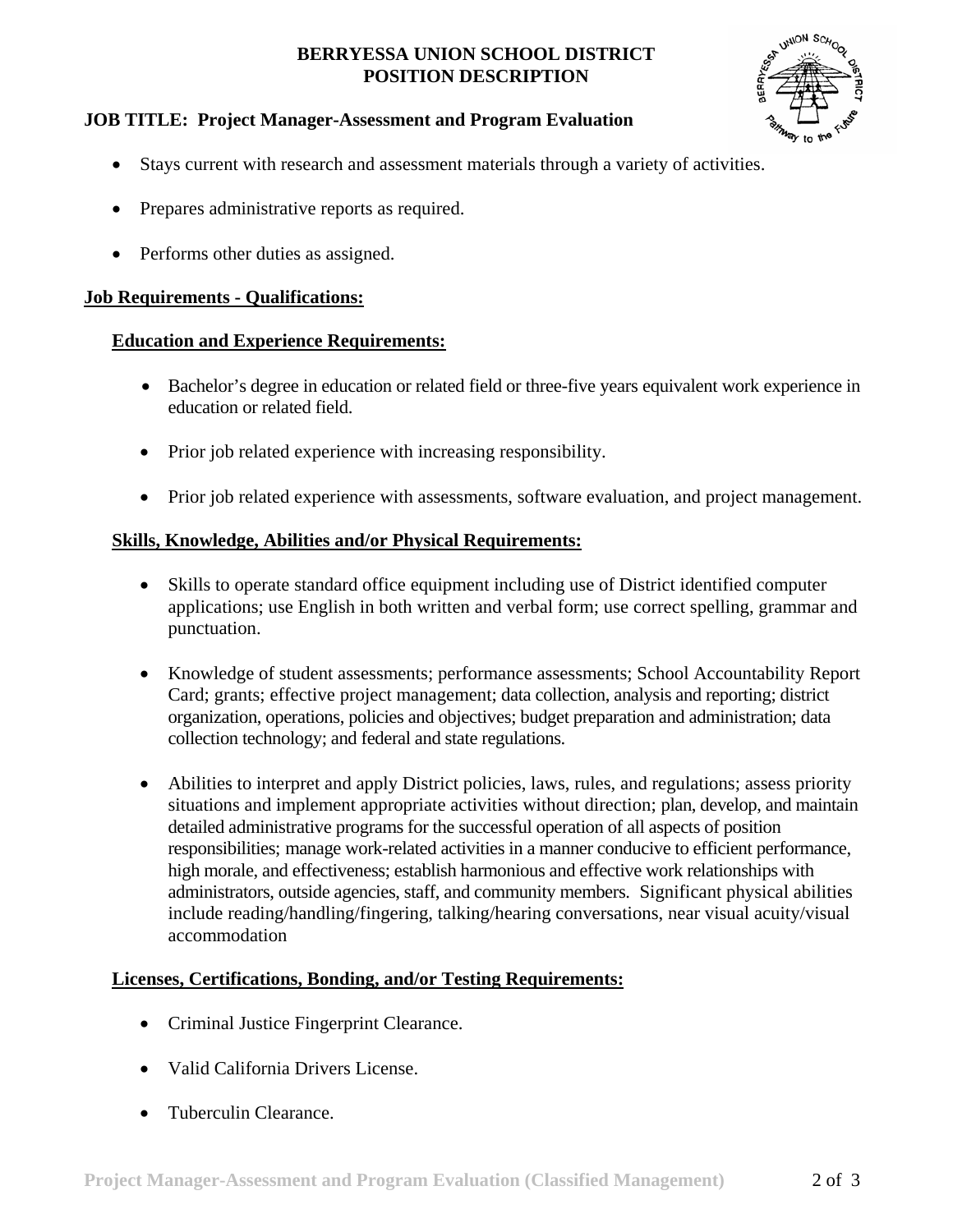- Stays current with research and assessment materials through a variety of activities.
- Prepares administrative reports as required.
- Performs other duties as assigned.

## Job Requirements - Qualifications:

### Education and Experience Requirements:

- Bachelor's degree in education or related field or three-five years equivalent work experience in education or related field.
- Prior job related experience with increasing responsibility.
- Prior job related experience with assessments, software evaluation, and project management.

### Skills, Knowledge, Abilities and/or Physical Requirements:

- Skills to operate standard office equipment including use of District identified computer applications; use English in both written and verbal form; use correct spelling, grammar and punctuation.
- Knowledge of student assessments; performance assessments; School Accountability Report Card; grants; effective project management; data collection, analysis and reporting; district organization, operations, policies and objectives; budget preparation and administration; data collection technology; and federal and state regulations.
- Abilities to interpret and apply District policies, laws, rules, and regulations; assess priority situations and implement appropriate activities without direction; plan, develop, and maintain detailed administrative programs for the successful operation of all aspects of position responsibilities; manage work-related activities in a manner conducive to efficient performance, high morale, and effectiveness; establish harmonious and effective work relationships with administrators, outside agencies, staff, and community members. Significant physical abilities include reading/handling/fingering, talking/hearing conversations, near visual acuity/visual accommodation

### Licenses, Certifications, Bonding, and/or Testing Requirements:

- Criminal Justice Fingerprint Clearance.
- Valid California Drivers License.
- Tuberculin Clearance.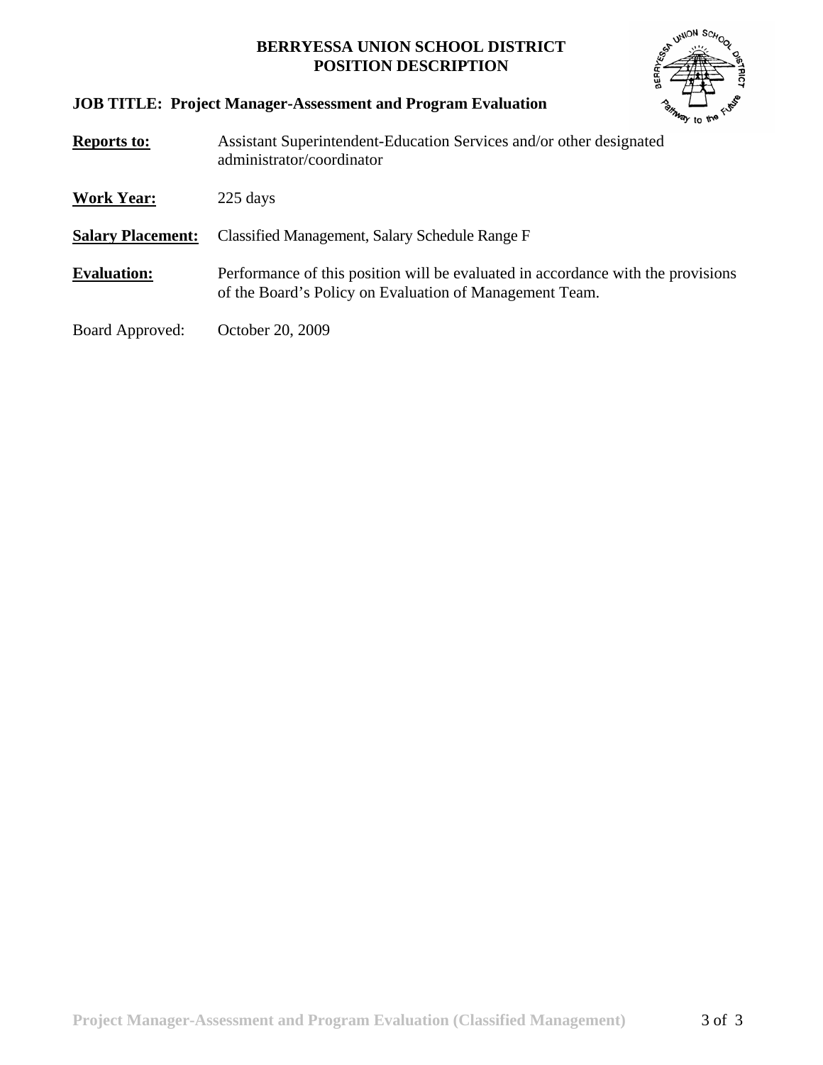**BERRYESSA UNION SCHOOL DISTRICT**
**POSITION DESCRIPTION**

**JOB TITLE: Project Manager-Assessment and Program Evaluation**

| | |
|---|---|
| **Reports to:** | Assistant Superintendent-Education Services and/or other designated administrator/coordinator |
| **Work Year:** | 225 days |
| **Salary Placement:** | Classified Management, Salary Schedule Range F |
| **Evaluation:** | Performance of this position will be evaluated in accordance with the provisions of the Board's Policy on Evaluation of Management Team. |
| Board Approved: | October 20, 2009 |